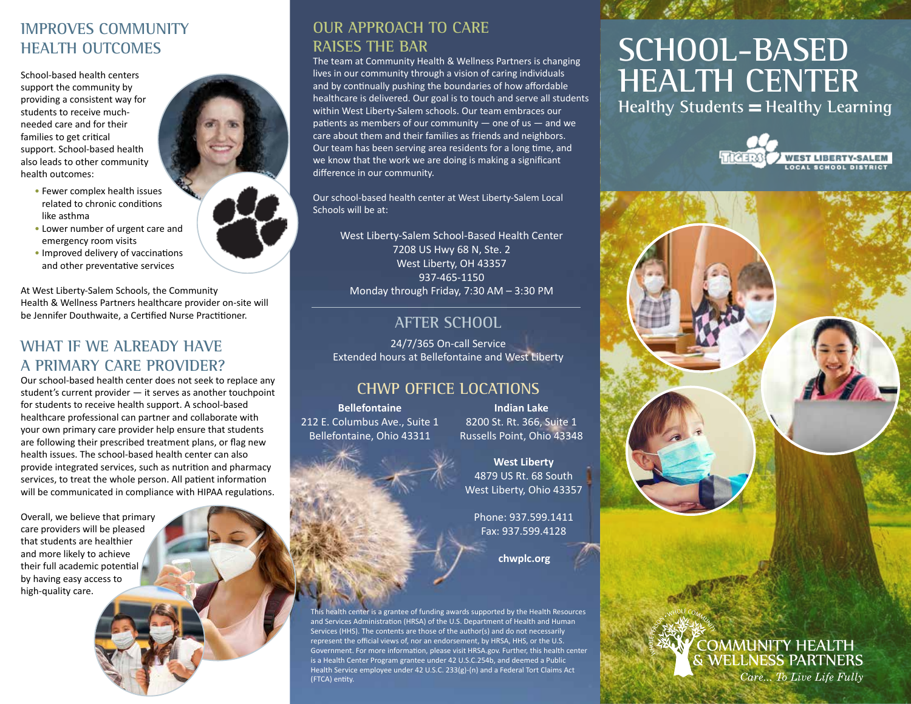# SCHOOL-BASED HEALTH CENTER

**Healthy Students = Healthy Learning**

TIGERS WEST LIBERTY-SALEM LOCAL SCHOOL DISTRICT

COMMUNITY HEALTH & WELLNESS PARTNERS

*Care... To Live Life Fully*

## IMPROVES COMMUNITY HEALTH OUTCOMES

School-based health centers support the community by providing a consistent way for students to receive much-needed care and for their families to get critical support. School-based health also leads to other community health outcomes:

- Fewer complex health issues related to chronic conditions like asthma
- Lower number of urgent care and emergency room visits
- Improved delivery of vaccinations and other preventative services

At West Liberty-Salem Schools, the Community Health & Wellness Partners healthcare provider on-site will be Jennifer Douthwaite, a Certified Nurse Practitioner.

## WHAT IF WE ALREADY HAVE A PRIMARY CARE PROVIDER?

Our school-based health center does not seek to replace any student's current provider — it serves as another touchpoint for students to receive health support. A school-based healthcare professional can partner and collaborate with your own primary care provider help ensure that students are following their prescribed treatment plans, or flag new health issues. The school-based health center can also provide integrated services, such as nutrition and pharmacy services, to treat the whole person. All patient information will be communicated in compliance with HIPAA regulations.

Overall, we believe that primary care providers will be pleased that students are healthier and more likely to achieve their full academic potential by having easy access to high-quality care.

## OUR APPROACH TO CARE RAISES THE BAR

The team at Community Health & Wellness Partners is changing lives in our community through a vision of caring individuals and by continually pushing the boundaries of how affordable healthcare is delivered. Our goal is to touch and serve all students within West Liberty-Salem schools. Our team embraces our patients as members of our community — one of us — and we care about them and their families as friends and neighbors. Our team has been serving area residents for a long time, and we know that the work we are doing is making a significant difference in our community.

Our school-based health center at West Liberty-Salem Local Schools will be at:

West Liberty-Salem School-Based Health Center
7208 US Hwy 68 N, Ste. 2
West Liberty, OH 43357
937-465-1150
Monday through Friday, 7:30 AM – 3:30 PM

## AFTER SCHOOL

24/7/365 On-call Service
Extended hours at Bellefontaine and West Liberty

## CHWP OFFICE LOCATIONS

**Bellefontaine**
212 E. Columbus Ave., Suite 1
Bellefontaine, Ohio 43311

**Indian Lake**
8200 St. Rt. 366, Suite 1
Russells Point, Ohio 43348

**West Liberty**
4879 US Rt. 68 South
West Liberty, Ohio 43357

Phone: 937.599.1411
Fax: 937.599.4128

**chwplc.org**

This health center is a grantee of funding awards supported by the Health Resources and Services Administration (HRSA) of the U.S. Department of Health and Human Services (HHS). The contents are those of the author(s) and do not necessarily represent the official views of, nor an endorsement, by HRSA, HHS, or the U.S. Government. For more information, please visit HRSA.gov. Further, this health center is a Health Center Program grantee under 42 U.S.C.254b, and deemed a Public Health Service employee under 42 U.S.C. 233(g)-(n) and a Federal Tort Claims Act (FTCA) entity.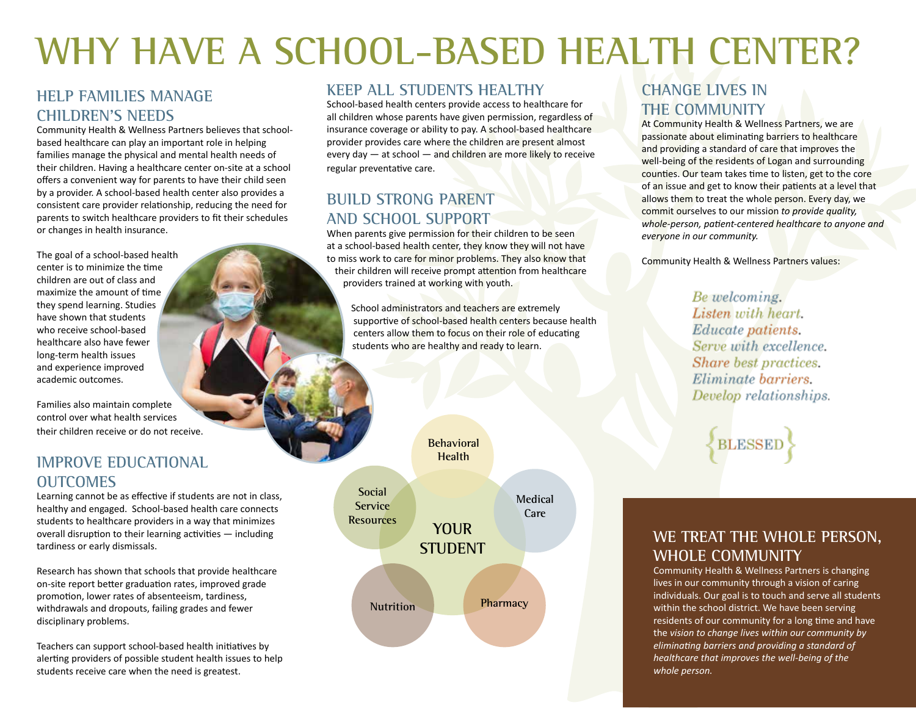# WHY HAVE A SCHOOL-BASED HEALTH CENTER?

## HELP FAMILIES MANAGE CHILDREN'S NEEDS

Community Health & Wellness Partners believes that school-based healthcare can play an important role in helping families manage the physical and mental health needs of their children. Having a healthcare center on-site at a school offers a convenient way for parents to have their child seen by a provider. A school-based health center also provides a consistent care provider relationship, reducing the need for parents to switch healthcare providers to fit their schedules or changes in health insurance.

The goal of a school-based health center is to minimize the time children are out of class and maximize the amount of time they spend learning. Studies have shown that students who receive school-based healthcare also have fewer long-term health issues and experience improved academic outcomes.

Families also maintain complete control over what health services their children receive or do not receive.

## IMPROVE EDUCATIONAL OUTCOMES

Learning cannot be as effective if students are not in class, healthy and engaged. School-based health care connects students to healthcare providers in a way that minimizes overall disruption to their learning activities — including tardiness or early dismissals.

Research has shown that schools that provide healthcare on-site report better graduation rates, improved grade promotion, lower rates of absenteeism, tardiness, withdrawals and dropouts, failing grades and fewer disciplinary problems.

Teachers can support school-based health initiatives by alerting providers of possible student health issues to help students receive care when the need is greatest.

## KEEP ALL STUDENTS HEALTHY

School-based health centers provide access to healthcare for all children whose parents have given permission, regardless of insurance coverage or ability to pay. A school-based healthcare provider provides care where the children are present almost every day — at school — and children are more likely to receive regular preventative care.

## BUILD STRONG PARENT AND SCHOOL SUPPORT

When parents give permission for their children to be seen at a school-based health center, they know they will not have to miss work to care for minor problems. They also know that their children will receive prompt attention from healthcare providers trained at working with youth.

School administrators and teachers are extremely supportive of school-based health centers because health centers allow them to focus on their role of educating students who are healthy and ready to learn.

Behavioral Health

Medical Care

Pharmacy

Nutrition

Social Service Resources

YOUR STUDENT

## CHANGE LIVES IN THE COMMUNITY

At Community Health & Wellness Partners, we are passionate about eliminating barriers to healthcare and providing a standard of care that improves the well-being of the residents of Logan and surrounding counties. Our team takes time to listen, get to the core of an issue and get to know their patients at a level that allows them to treat the whole person. Every day, we commit ourselves to our mission *to provide quality, whole-person, patient-centered healthcare to anyone and everyone in our community.*

Community Health & Wellness Partners values:

*Be welcoming.*
*Listen with heart.*
*Educate patients.*
*Serve with excellence.*
*Share best practices.*
*Eliminate barriers.*
*Develop relationships.*

{BLESSED}

## WE TREAT THE WHOLE PERSON, WHOLE COMMUNITY

Community Health & Wellness Partners is changing lives in our community through a vision of caring individuals. Our goal is to touch and serve all students within the school district. We have been serving residents of our community for a long time and have the *vision to change lives within our community by eliminating barriers and providing a standard of healthcare that improves the well-being of the whole person.*